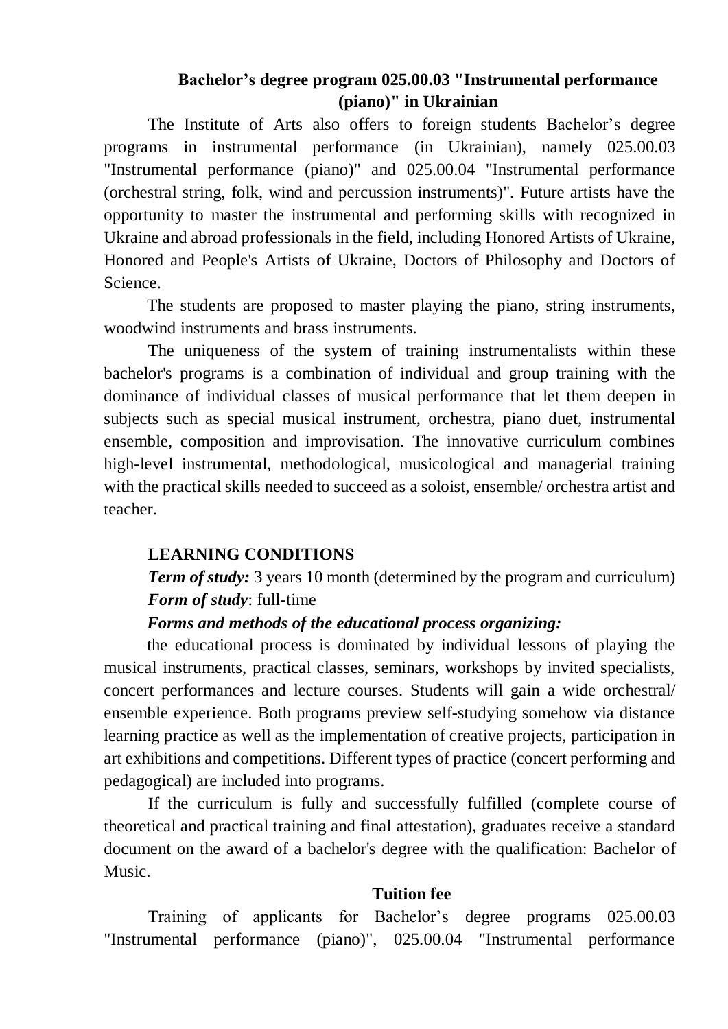## Bachelor's degree program 025.00.03 "Instrumental performance (piano)" in Ukrainian

The Institute of Arts also offers to foreign students Bachelor's degree programs in instrumental performance (in Ukrainian), namely 025.00.03 "Instrumental performance (piano)" and 025.00.04 "Instrumental performance (orchestral string, folk, wind and percussion instruments)". Future artists have the opportunity to master the instrumental and performing skills with recognized in Ukraine and abroad professionals in the field, including Honored Artists of Ukraine, Honored and People's Artists of Ukraine, Doctors of Philosophy and Doctors of Science.

The students are proposed to master playing the piano, string instruments, woodwind instruments and brass instruments.

The uniqueness of the system of training instrumentalists within these bachelor's programs is a combination of individual and group training with the dominance of individual classes of musical performance that let them deepen in subjects such as special musical instrument, orchestra, piano duet, instrumental ensemble, composition and improvisation. The innovative curriculum combines high-level instrumental, methodological, musicological and managerial training with the practical skills needed to succeed as a soloist, ensemble/ orchestra artist and teacher.

### LEARNING CONDITIONS

***Term of study:*** 3 years 10 month (determined by the program and curriculum)

***Form of study***: full-time

***Forms and methods of the educational process organizing:***

the educational process is dominated by individual lessons of playing the musical instruments, practical classes, seminars, workshops by invited specialists, concert performances and lecture courses. Students will gain a wide orchestral/ ensemble experience. Both programs preview self-studying somehow via distance learning practice as well as the implementation of creative projects, participation in art exhibitions and competitions. Different types of practice (concert performing and pedagogical) are included into programs.

If the curriculum is fully and successfully fulfilled (complete course of theoretical and practical training and final attestation), graduates receive a standard document on the award of a bachelor's degree with the qualification: Bachelor of Music.

### Tuition fee

Training of applicants for Bachelor's degree programs 025.00.03 "Instrumental performance (piano)", 025.00.04 "Instrumental performance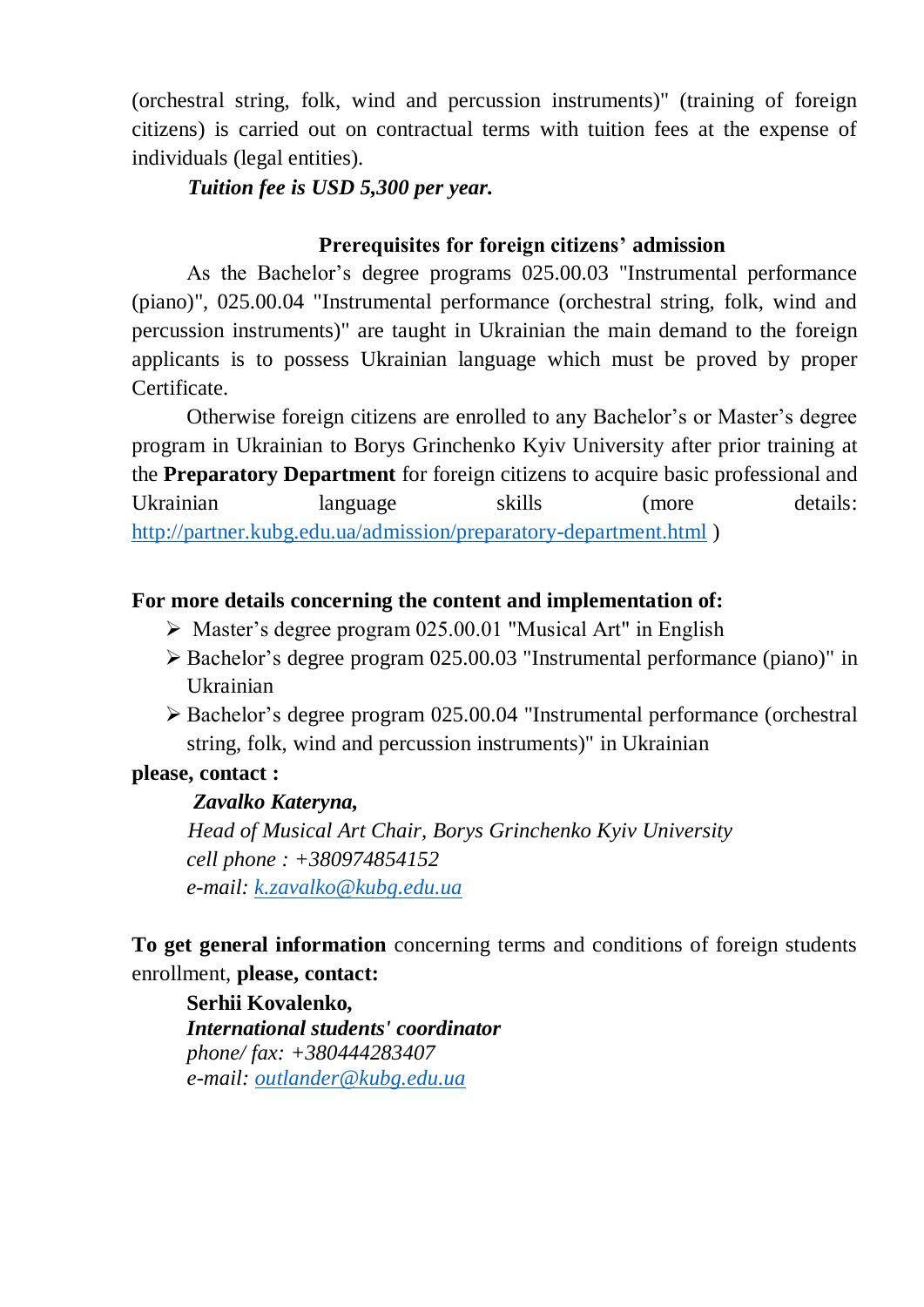(orchestral string, folk, wind and percussion instruments)" (training of foreign citizens) is carried out on contractual terms with tuition fees at the expense of individuals (legal entities).

***Tuition fee is USD 5,300 per year.***

## Prerequisites for foreign citizens' admission

As the Bachelor's degree programs 025.00.03 "Instrumental performance (piano)", 025.00.04 "Instrumental performance (orchestral string, folk, wind and percussion instruments)" are taught in Ukrainian the main demand to the foreign applicants is to possess Ukrainian language which must be proved by proper Certificate.

Otherwise foreign citizens are enrolled to any Bachelor's or Master's degree program in Ukrainian to Borys Grinchenko Kyiv University after prior training at the **Preparatory Department** for foreign citizens to acquire basic professional and Ukrainian language skills (more details: http://partner.kubg.edu.ua/admission/preparatory-department.html )

**For more details concerning the content and implementation of:**

- Master's degree program 025.00.01 "Musical Art" in English
- Bachelor's degree program 025.00.03 "Instrumental performance (piano)" in Ukrainian
- Bachelor's degree program 025.00.04 "Instrumental performance (orchestral string, folk, wind and percussion instruments)" in Ukrainian

**please, contact :**

***Zavalko Kateryna,***
*Head of Musical Art Chair, Borys Grinchenko Kyiv University*
*cell phone : +380974854152*
*e-mail: k.zavalko@kubg.edu.ua*

**To get general information** concerning terms and conditions of foreign students enrollment, **please, contact:**

**Serhii Kovalenko,**
***International students' coordinator***
*phone/ fax: +380444283407*
*e-mail: outlander@kubg.edu.ua*